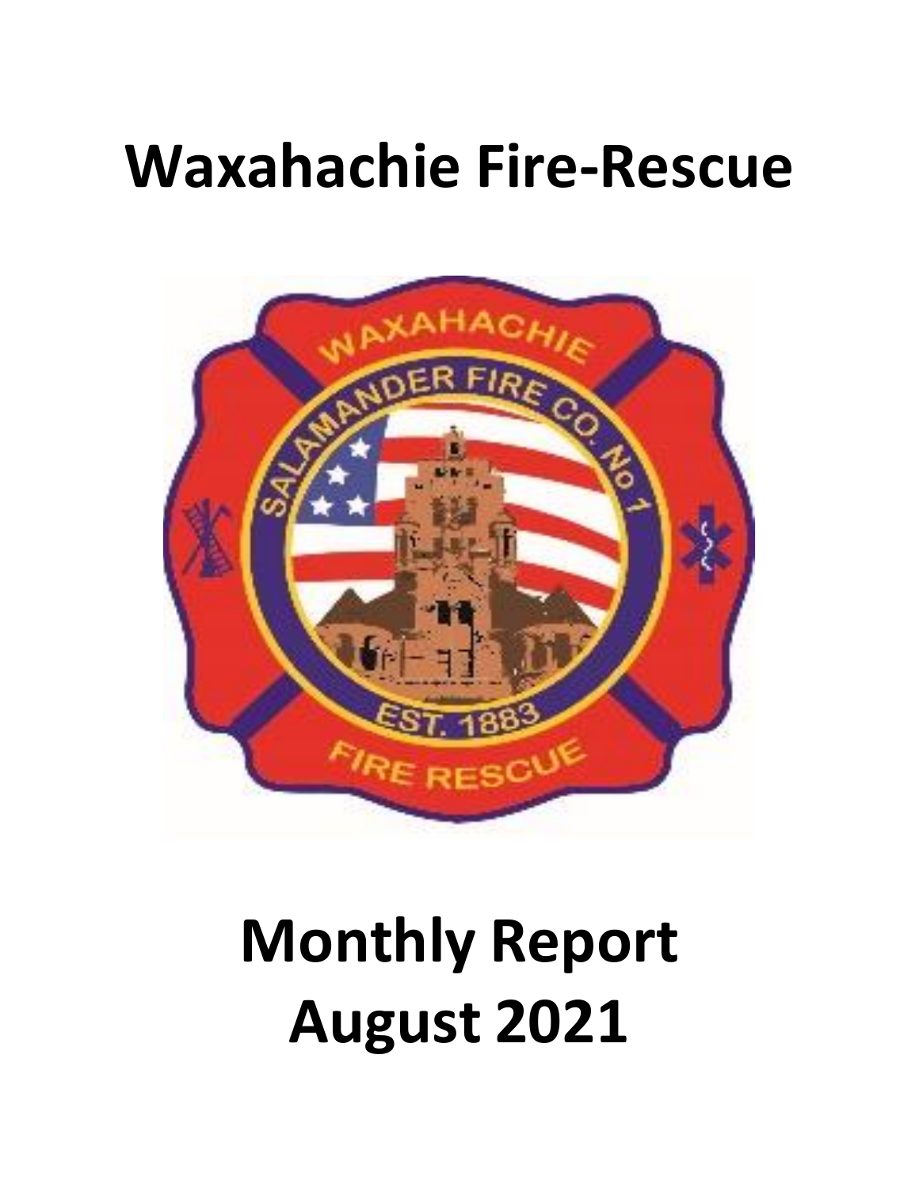# Waxahachie Fire-Rescue

# Monthly Report
# August 2021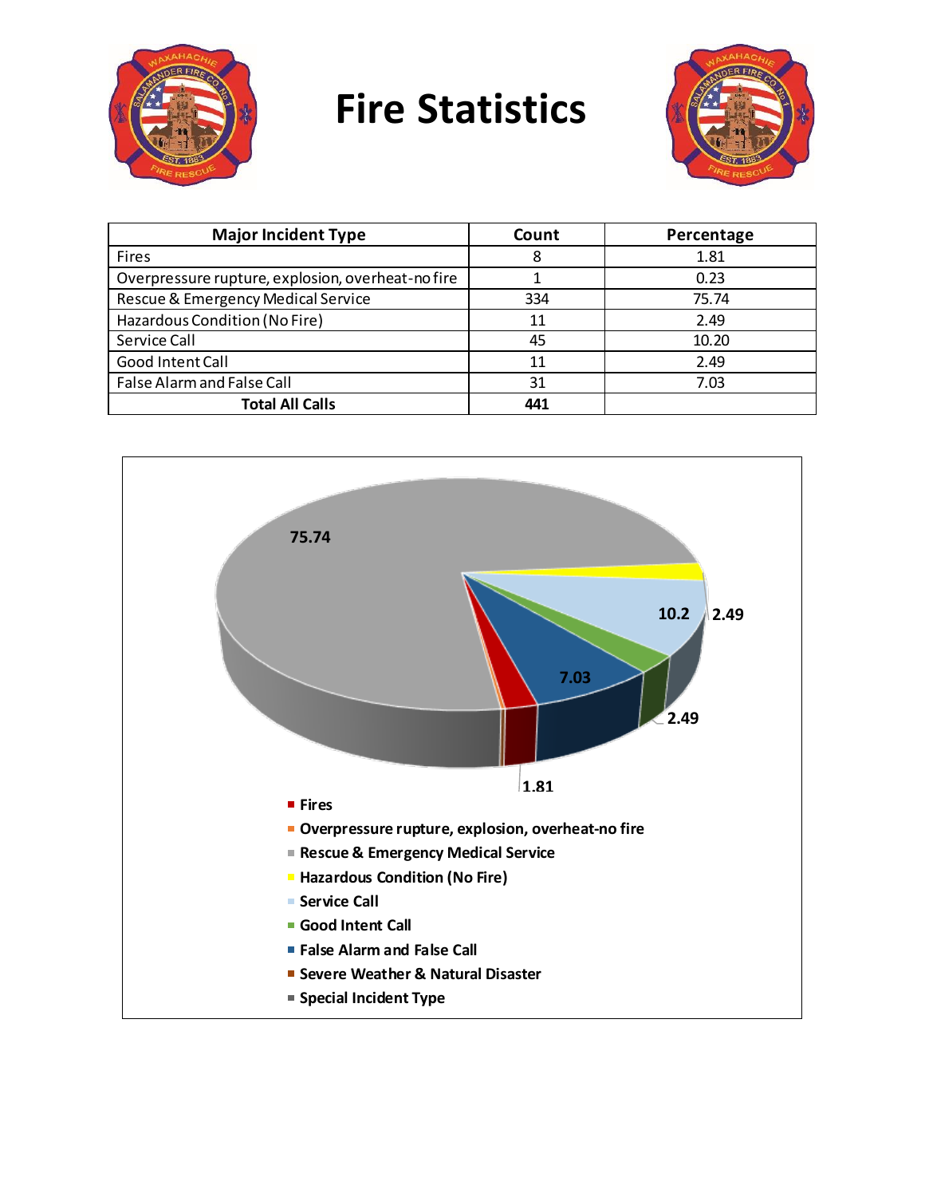# Fire Statistics

| Major Incident Type | Count | Percentage |
|---|---|---|
| Fires | 8 | 1.81 |
| Overpressure rupture, explosion, overheat-no fire | 1 | 0.23 |
| Rescue & Emergency Medical Service | 334 | 75.74 |
| Hazardous Condition (No Fire) | 11 | 2.49 |
| Service Call | 45 | 10.20 |
| Good Intent Call | 11 | 2.49 |
| False Alarm and False Call | 31 | 7.03 |
| **Total All Calls** | **441** | |

- Fires
- Overpressure rupture, explosion, overheat-no fire
- Rescue & Emergency Medical Service
- Hazardous Condition (No Fire)
- Service Call
- Good Intent Call
- False Alarm and False Call
- Severe Weather & Natural Disaster
- Special Incident Type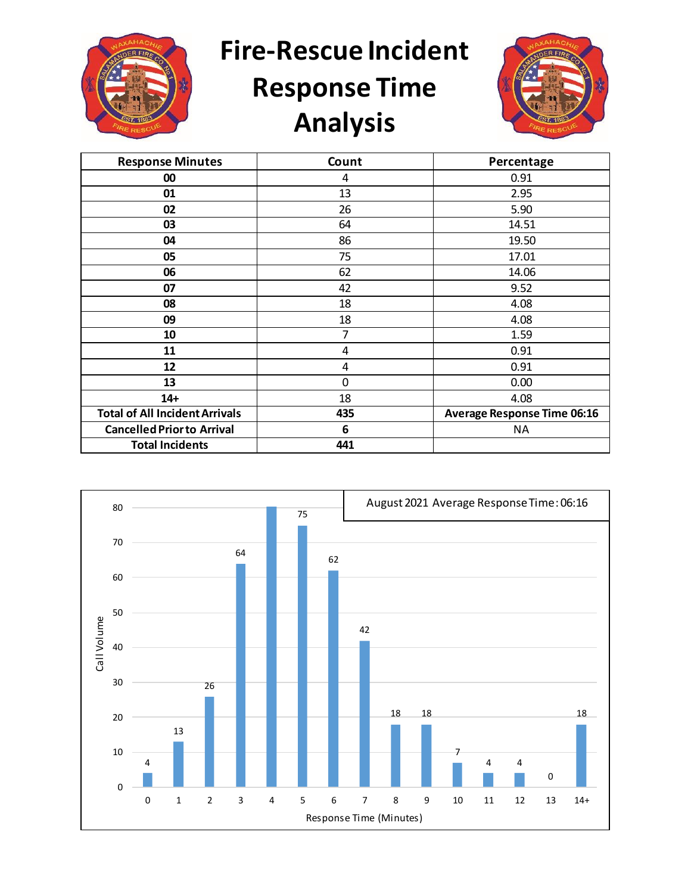# Fire-Rescue Incident Response Time Analysis

| Response Minutes | Count | Percentage |
|---|---|---|
| **00** | 4 | 0.91 |
| **01** | 13 | 2.95 |
| **02** | 26 | 5.90 |
| **03** | 64 | 14.51 |
| **04** | 86 | 19.50 |
| **05** | 75 | 17.01 |
| **06** | 62 | 14.06 |
| **07** | 42 | 9.52 |
| **08** | 18 | 4.08 |
| **09** | 18 | 4.08 |
| **10** | 7 | 1.59 |
| **11** | 4 | 0.91 |
| **12** | 4 | 0.91 |
| **13** | 0 | 0.00 |
| **14+** | 18 | 4.08 |
| **Total of All Incident Arrivals** | **435** | **Average Response Time 06:16** |
| **Cancelled Prior to Arrival** | **6** | NA |
| **Total Incidents** | **441** | |

August 2021 Average Response Time: 06:16

| Response Time (Minutes) | Call Volume |
|---|---|
| 0 | 4 |
| 1 | 13 |
| 2 | 26 |
| 3 | 64 |
| 4 | |
| 5 | 75 |
| 6 | 62 |
| 7 | 42 |
| 8 | 18 |
| 9 | 18 |
| 10 | 7 |
| 11 | 4 |
| 12 | 4 |
| 13 | 0 |
| 14+ | 18 |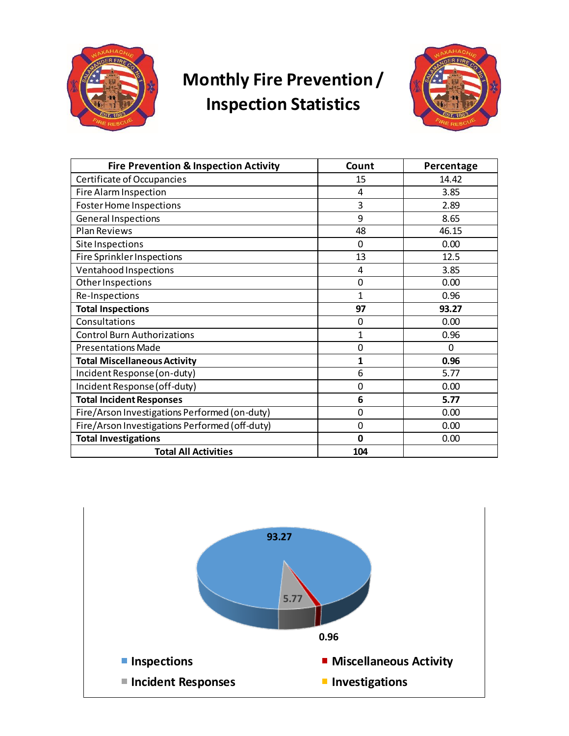# Monthly Fire Prevention / Inspection Statistics

| Fire Prevention & Inspection Activity | Count | Percentage |
|---|---|---|
| Certificate of Occupancies | 15 | 14.42 |
| Fire Alarm Inspection | 4 | 3.85 |
| Foster Home Inspections | 3 | 2.89 |
| General Inspections | 9 | 8.65 |
| Plan Reviews | 48 | 46.15 |
| Site Inspections | 0 | 0.00 |
| Fire Sprinkler Inspections | 13 | 12.5 |
| Ventahood Inspections | 4 | 3.85 |
| Other Inspections | 0 | 0.00 |
| Re-Inspections | 1 | 0.96 |
| **Total Inspections** | **97** | **93.27** |
| Consultations | 0 | 0.00 |
| Control Burn Authorizations | 1 | 0.96 |
| Presentations Made | 0 | 0 |
| **Total Miscellaneous Activity** | **1** | **0.96** |
| Incident Response (on-duty) | 6 | 5.77 |
| Incident Response (off-duty) | 0 | 0.00 |
| **Total Incident Responses** | **6** | **5.77** |
| Fire/Arson Investigations Performed (on-duty) | 0 | 0.00 |
| Fire/Arson Investigations Performed (off-duty) | 0 | 0.00 |
| **Total Investigations** | **0** | 0.00 |
| **Total All Activities** | **104** | |

93.27

5.77

0.96

Inspections | Miscellaneous Activity | Incident Responses | Investigations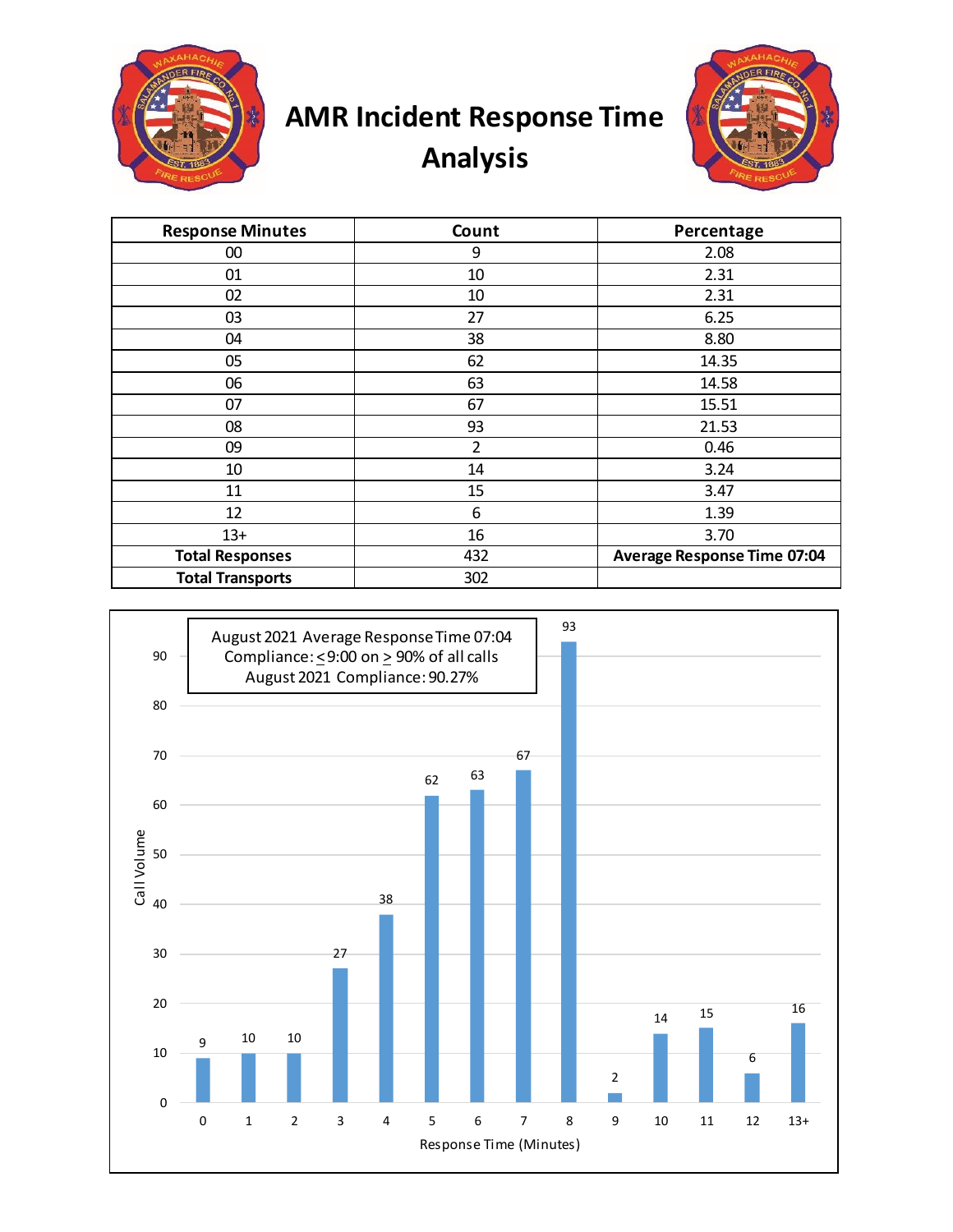# AMR Incident Response Time Analysis

| Response Minutes | Count | Percentage |
|---|---|---|
| 00 | 9 | 2.08 |
| 01 | 10 | 2.31 |
| 02 | 10 | 2.31 |
| 03 | 27 | 6.25 |
| 04 | 38 | 8.80 |
| 05 | 62 | 14.35 |
| 06 | 63 | 14.58 |
| 07 | 67 | 15.51 |
| 08 | 93 | 21.53 |
| 09 | 2 | 0.46 |
| 10 | 14 | 3.24 |
| 11 | 15 | 3.47 |
| 12 | 6 | 1.39 |
| 13+ | 16 | 3.70 |
| **Total Responses** | 432 | **Average Response Time 07:04** |
| **Total Transports** | 302 | |

August 2021 Average Response Time 07:04
Compliance: ≤ 9:00 on ≥ 90% of all calls
August 2021 Compliance: 90.27%

Call Volume

0, 10, 20, 30, 40, 50, 60, 70, 80, 90

9, 10, 10, 27, 38, 62, 63, 67, 93, 2, 14, 15, 6, 16

0, 1, 2, 3, 4, 5, 6, 7, 8, 9, 10, 11, 12, 13+

Response Time (Minutes)